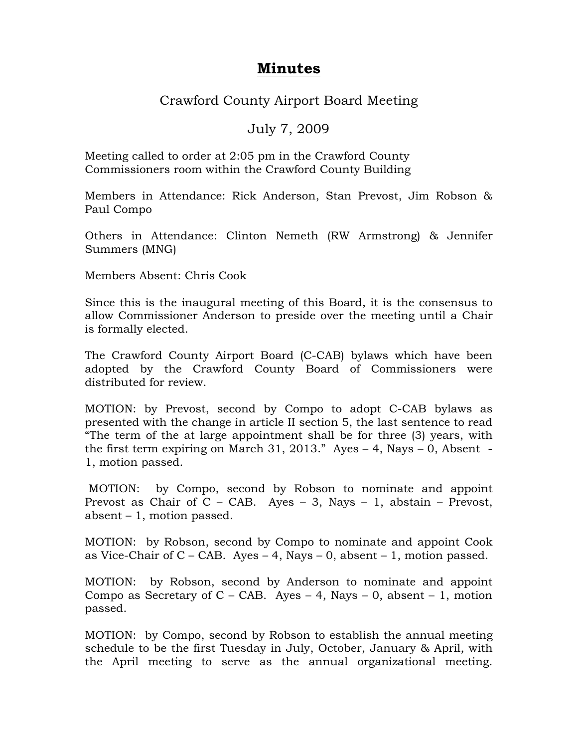# Minutes

Crawford County Airport Board Meeting

July 7, 2009

Meeting called to order at 2:05 pm in the Crawford County Commissioners room within the Crawford County Building

Members in Attendance: Rick Anderson, Stan Prevost, Jim Robson & Paul Compo

Others in Attendance: Clinton Nemeth (RW Armstrong) & Jennifer Summers (MNG)

Members Absent: Chris Cook

Since this is the inaugural meeting of this Board, it is the consensus to allow Commissioner Anderson to preside over the meeting until a Chair is formally elected.

The Crawford County Airport Board (C-CAB) bylaws which have been adopted by the Crawford County Board of Commissioners were distributed for review.

MOTION: by Prevost, second by Compo to adopt C-CAB bylaws as presented with the change in article II section 5, the last sentence to read "The term of the at large appointment shall be for three (3) years, with the first term expiring on March 31, 2013." Ayes – 4, Nays – 0, Absent - 1, motion passed.

MOTION: by Compo, second by Robson to nominate and appoint Prevost as Chair of C – CAB. Ayes – 3, Nays – 1, abstain – Prevost, absent – 1, motion passed.

MOTION: by Robson, second by Compo to nominate and appoint Cook as Vice-Chair of C – CAB. Ayes – 4, Nays – 0, absent – 1, motion passed.

MOTION: by Robson, second by Anderson to nominate and appoint Compo as Secretary of C – CAB. Ayes – 4, Nays – 0, absent – 1, motion passed.

MOTION: by Compo, second by Robson to establish the annual meeting schedule to be the first Tuesday in July, October, January & April, with the April meeting to serve as the annual organizational meeting.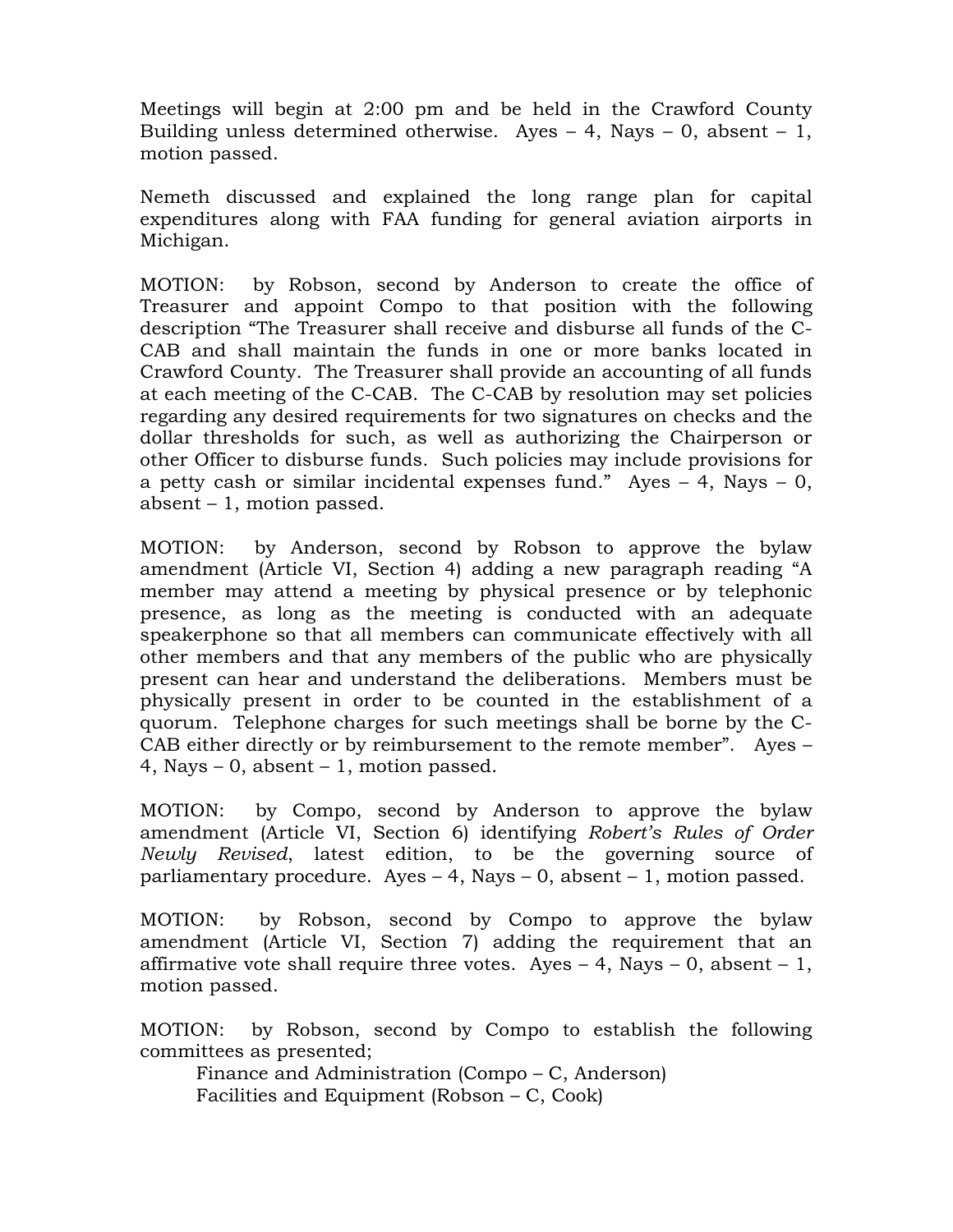Meetings will begin at 2:00 pm and be held in the Crawford County Building unless determined otherwise. Ayes – 4, Nays – 0, absent – 1, motion passed.

Nemeth discussed and explained the long range plan for capital expenditures along with FAA funding for general aviation airports in Michigan.

MOTION: by Robson, second by Anderson to create the office of Treasurer and appoint Compo to that position with the following description "The Treasurer shall receive and disburse all funds of the C-CAB and shall maintain the funds in one or more banks located in Crawford County. The Treasurer shall provide an accounting of all funds at each meeting of the C-CAB. The C-CAB by resolution may set policies regarding any desired requirements for two signatures on checks and the dollar thresholds for such, as well as authorizing the Chairperson or other Officer to disburse funds. Such policies may include provisions for a petty cash or similar incidental expenses fund." Ayes – 4, Nays – 0, absent – 1, motion passed.

MOTION: by Anderson, second by Robson to approve the bylaw amendment (Article VI, Section 4) adding a new paragraph reading "A member may attend a meeting by physical presence or by telephonic presence, as long as the meeting is conducted with an adequate speakerphone so that all members can communicate effectively with all other members and that any members of the public who are physically present can hear and understand the deliberations. Members must be physically present in order to be counted in the establishment of a quorum. Telephone charges for such meetings shall be borne by the C-CAB either directly or by reimbursement to the remote member". Ayes – 4, Nays – 0, absent – 1, motion passed.

MOTION: by Compo, second by Anderson to approve the bylaw amendment (Article VI, Section 6) identifying *Robert's Rules of Order Newly Revised*, latest edition, to be the governing source of parliamentary procedure. Ayes – 4, Nays – 0, absent – 1, motion passed.

MOTION: by Robson, second by Compo to approve the bylaw amendment (Article VI, Section 7) adding the requirement that an affirmative vote shall require three votes. Ayes – 4, Nays – 0, absent – 1, motion passed.

MOTION: by Robson, second by Compo to establish the following committees as presented;

Finance and Administration (Compo – C, Anderson)
Facilities and Equipment (Robson – C, Cook)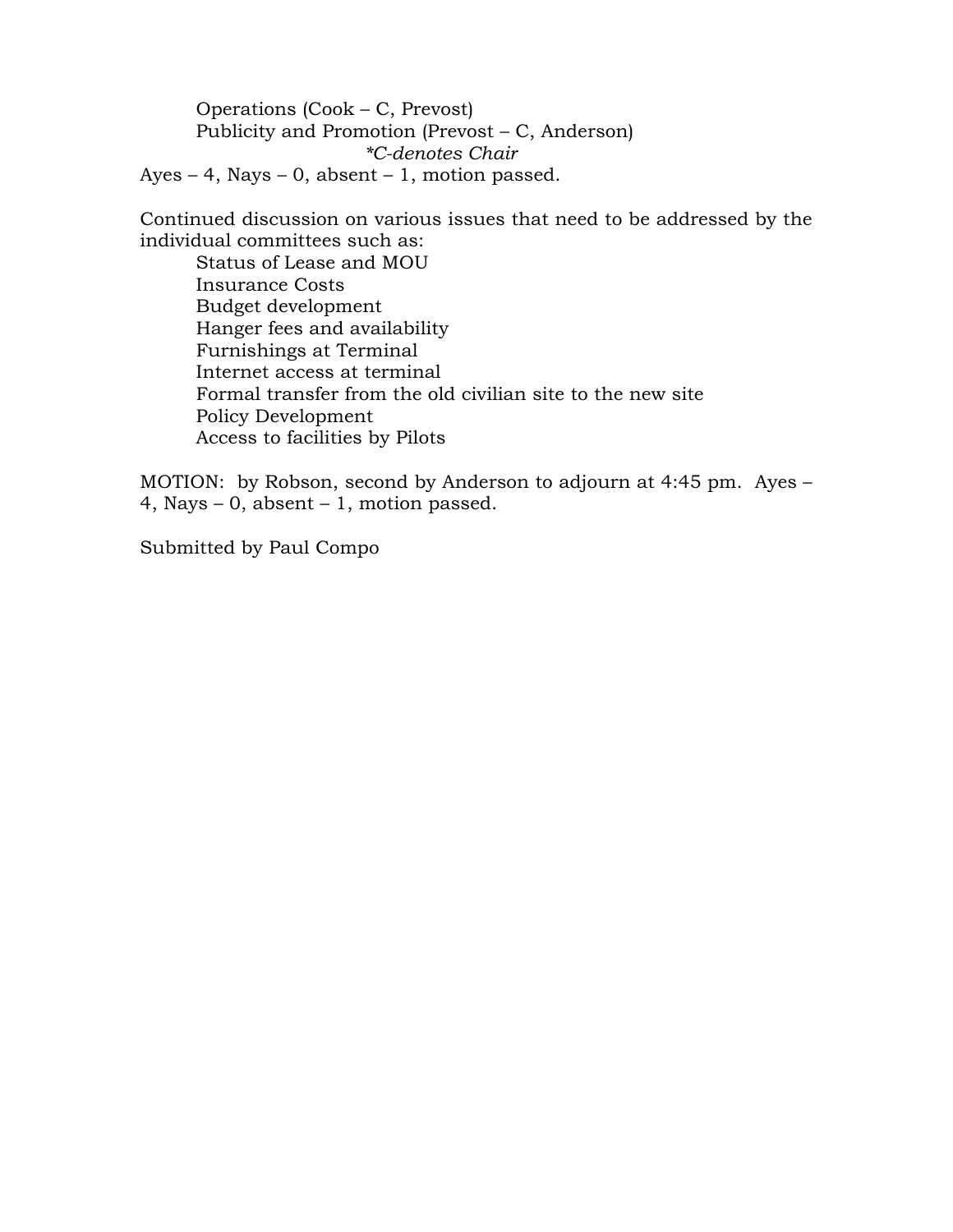Operations (Cook – C, Prevost)
Publicity and Promotion (Prevost – C, Anderson)

*\*C-denotes Chair*

Ayes – 4, Nays – 0, absent – 1, motion passed.

Continued discussion on various issues that need to be addressed by the individual committees such as:

Status of Lease and MOU
Insurance Costs
Budget development
Hanger fees and availability
Furnishings at Terminal
Internet access at terminal
Formal transfer from the old civilian site to the new site
Policy Development
Access to facilities by Pilots

MOTION: by Robson, second by Anderson to adjourn at 4:45 pm. Ayes – 4, Nays – 0, absent – 1, motion passed.

Submitted by Paul Compo